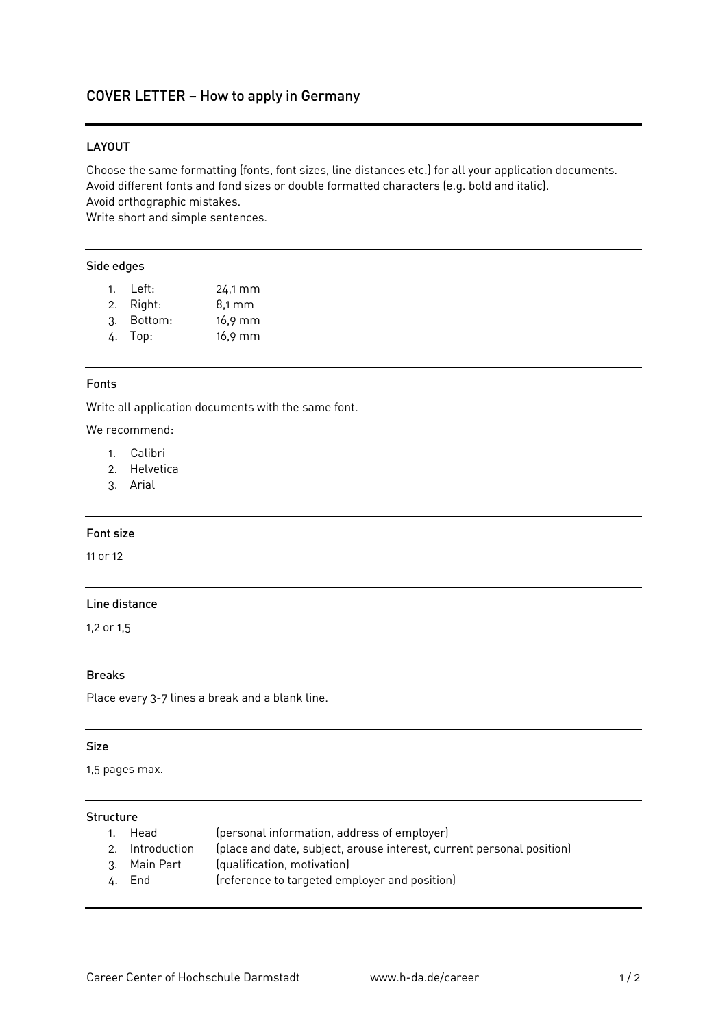# COVER LETTER – How to apply in Germany

## LAYOUT

Choose the same formatting (fonts, font sizes, line distances etc.) for all your application documents.
Avoid different fonts and fond sizes or double formatted characters (e.g. bold and italic).
Avoid orthographic mistakes.
Write short and simple sentences.

### Side edges

1. Left: 24,1 mm
2. Right: 8,1 mm
3. Bottom: 16,9 mm
4. Top: 16,9 mm

### Fonts

Write all application documents with the same font.

We recommend:

1. Calibri
2. Helvetica
3. Arial

### Font size

11 or 12

### Line distance

1,2 or 1,5

### Breaks

Place every 3-7 lines a break and a blank line.

### Size

1,5 pages max.

### Structure

1. Head (personal information, address of employer)
2. Introduction (place and date, subject, arouse interest, current personal position)
3. Main Part (qualification, motivation)
4. End (reference to targeted employer and position)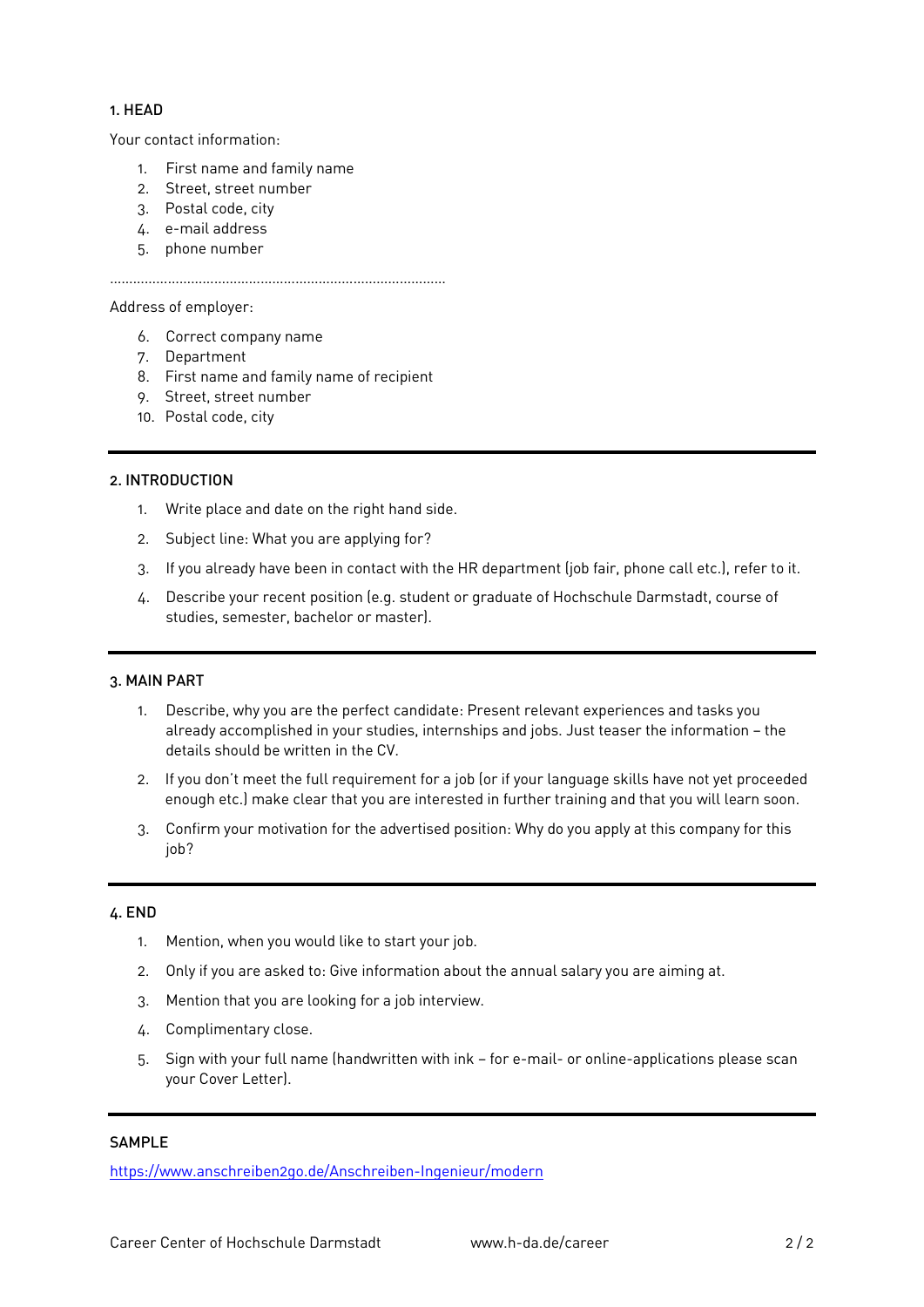## 1. HEAD

Your contact information:

1. First name and family name
2. Street, street number
3. Postal code, city
4. e-mail address
5. phone number

.......................................................................................

Address of employer:

6. Correct company name
7. Department
8. First name and family name of recipient
9. Street, street number
10. Postal code, city

---

## 2. INTRODUCTION

1. Write place and date on the right hand side.
2. Subject line: What you are applying for?
3. If you already have been in contact with the HR department (job fair, phone call etc.), refer to it.
4. Describe your recent position (e.g. student or graduate of Hochschule Darmstadt, course of studies, semester, bachelor or master).

---

## 3. MAIN PART

1. Describe, why you are the perfect candidate: Present relevant experiences and tasks you already accomplished in your studies, internships and jobs. Just teaser the information – the details should be written in the CV.
2. If you don't meet the full requirement for a job (or if your language skills have not yet proceeded enough etc.) make clear that you are interested in further training and that you will learn soon.
3. Confirm your motivation for the advertised position: Why do you apply at this company for this job?

---

## 4. END

1. Mention, when you would like to start your job.
2. Only if you are asked to: Give information about the annual salary you are aiming at.
3. Mention that you are looking for a job interview.
4. Complimentary close.
5. Sign with your full name (handwritten with ink – for e-mail- or online-applications please scan your Cover Letter).

---

## SAMPLE

https://www.anschreiben2go.de/Anschreiben-Ingenieur/modern